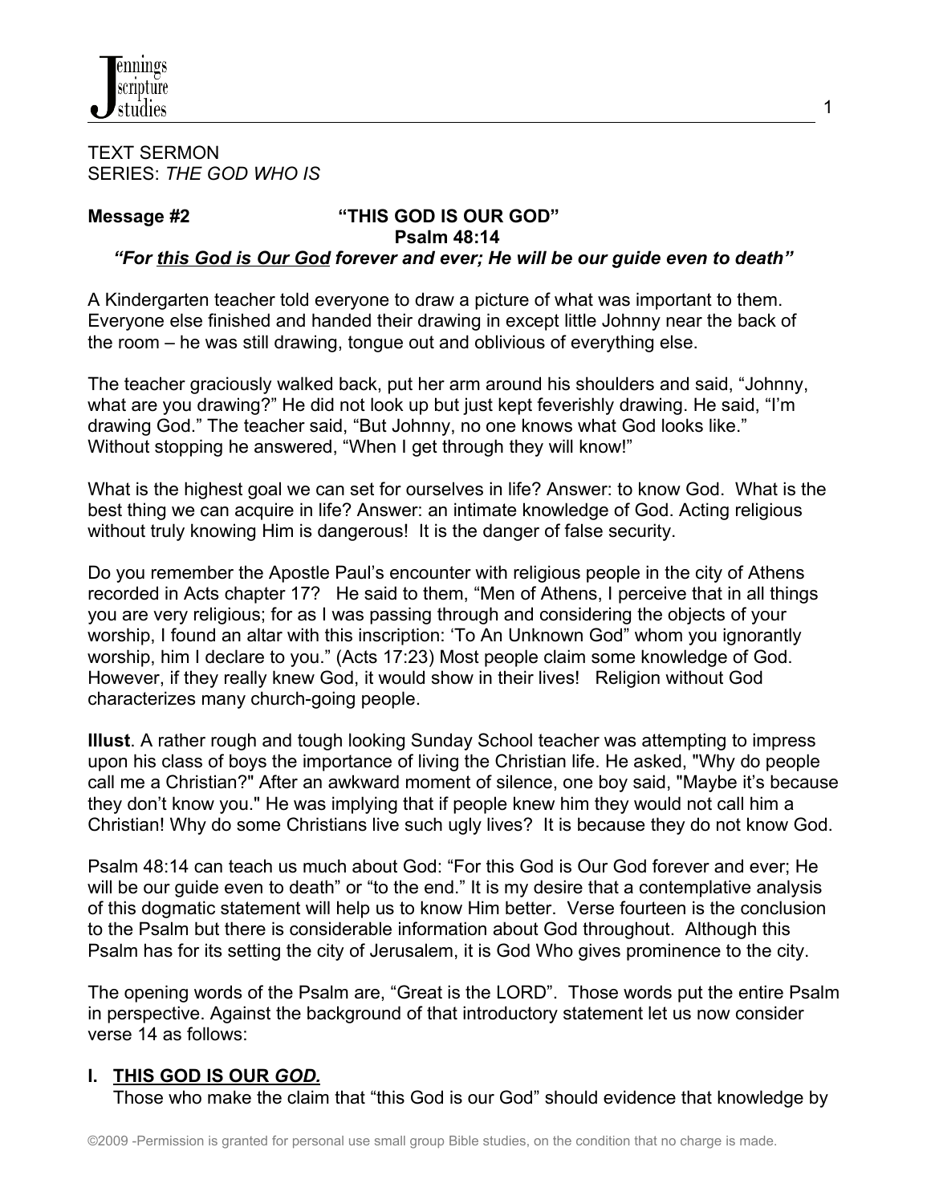TEXT SERMON
SERIES: *THE GOD WHO IS*

**Message #2** **"THIS GOD IS OUR GOD"**
**Psalm 48:14**

***"For this God is Our God forever and ever; He will be our guide even to death"***

A Kindergarten teacher told everyone to draw a picture of what was important to them. Everyone else finished and handed their drawing in except little Johnny near the back of the room – he was still drawing, tongue out and oblivious of everything else.

The teacher graciously walked back, put her arm around his shoulders and said, "Johnny, what are you drawing?" He did not look up but just kept feverishly drawing. He said, "I'm drawing God." The teacher said, "But Johnny, no one knows what God looks like." Without stopping he answered, "When I get through they will know!"

What is the highest goal we can set for ourselves in life? Answer: to know God. What is the best thing we can acquire in life? Answer: an intimate knowledge of God. Acting religious without truly knowing Him is dangerous! It is the danger of false security.

Do you remember the Apostle Paul's encounter with religious people in the city of Athens recorded in Acts chapter 17? He said to them, "Men of Athens, I perceive that in all things you are very religious; for as I was passing through and considering the objects of your worship, I found an altar with this inscription: 'To An Unknown God" whom you ignorantly worship, him I declare to you." (Acts 17:23) Most people claim some knowledge of God. However, if they really knew God, it would show in their lives! Religion without God characterizes many church-going people.

**Illust**. A rather rough and tough looking Sunday School teacher was attempting to impress upon his class of boys the importance of living the Christian life. He asked, "Why do people call me a Christian?" After an awkward moment of silence, one boy said, "Maybe it's because they don't know you." He was implying that if people knew him they would not call him a Christian! Why do some Christians live such ugly lives? It is because they do not know God.

Psalm 48:14 can teach us much about God: "For this God is Our God forever and ever; He will be our guide even to death" or "to the end." It is my desire that a contemplative analysis of this dogmatic statement will help us to know Him better. Verse fourteen is the conclusion to the Psalm but there is considerable information about God throughout. Although this Psalm has for its setting the city of Jerusalem, it is God Who gives prominence to the city.

The opening words of the Psalm are, "Great is the LORD". Those words put the entire Psalm in perspective. Against the background of that introductory statement let us now consider verse 14 as follows:

## I. THIS GOD IS OUR *GOD.*

Those who make the claim that "this God is our God" should evidence that knowledge by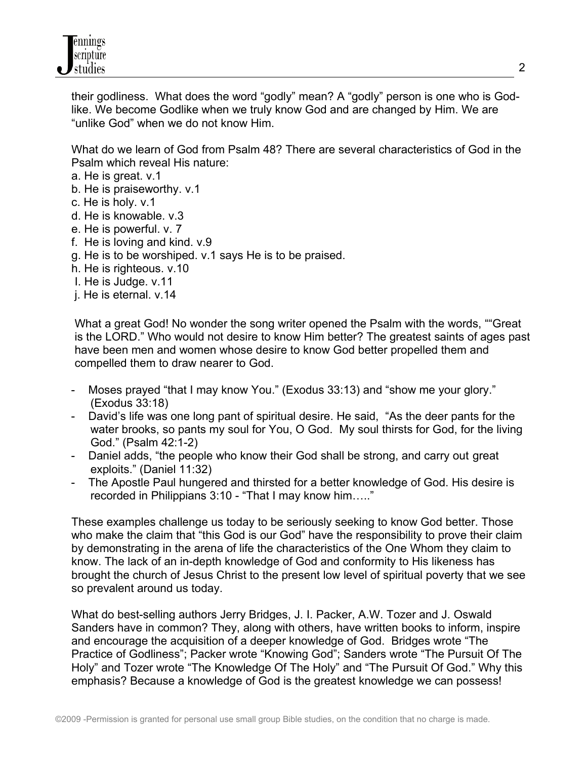their godliness. What does the word "godly" mean? A "godly" person is one who is God-like. We become Godlike when we truly know God and are changed by Him. We are "unlike God" when we do not know Him.

What do we learn of God from Psalm 48? There are several characteristics of God in the Psalm which reveal His nature:

a. He is great. v.1
b. He is praiseworthy. v.1
c. He is holy. v.1
d. He is knowable. v.3
e. He is powerful. v. 7
f. He is loving and kind. v.9
g. He is to be worshiped. v.1 says He is to be praised.
h. He is righteous. v.10
I. He is Judge. v.11
j. He is eternal. v.14

What a great God! No wonder the song writer opened the Psalm with the words, ""Great is the LORD." Who would not desire to know Him better? The greatest saints of ages past have been men and women whose desire to know God better propelled them and compelled them to draw nearer to God.

- Moses prayed "that I may know You." (Exodus 33:13) and "show me your glory." (Exodus 33:18)
- David's life was one long pant of spiritual desire. He said, "As the deer pants for the water brooks, so pants my soul for You, O God. My soul thirsts for God, for the living God." (Psalm 42:1-2)
- Daniel adds, "the people who know their God shall be strong, and carry out great exploits." (Daniel 11:32)
- The Apostle Paul hungered and thirsted for a better knowledge of God. His desire is recorded in Philippians 3:10 - "That I may know him….."

These examples challenge us today to be seriously seeking to know God better. Those who make the claim that "this God is our God" have the responsibility to prove their claim by demonstrating in the arena of life the characteristics of the One Whom they claim to know. The lack of an in-depth knowledge of God and conformity to His likeness has brought the church of Jesus Christ to the present low level of spiritual poverty that we see so prevalent around us today.

What do best-selling authors Jerry Bridges, J. I. Packer, A.W. Tozer and J. Oswald Sanders have in common? They, along with others, have written books to inform, inspire and encourage the acquisition of a deeper knowledge of God. Bridges wrote "The Practice of Godliness"; Packer wrote "Knowing God"; Sanders wrote "The Pursuit Of The Holy" and Tozer wrote "The Knowledge Of The Holy" and "The Pursuit Of God." Why this emphasis? Because a knowledge of God is the greatest knowledge we can possess!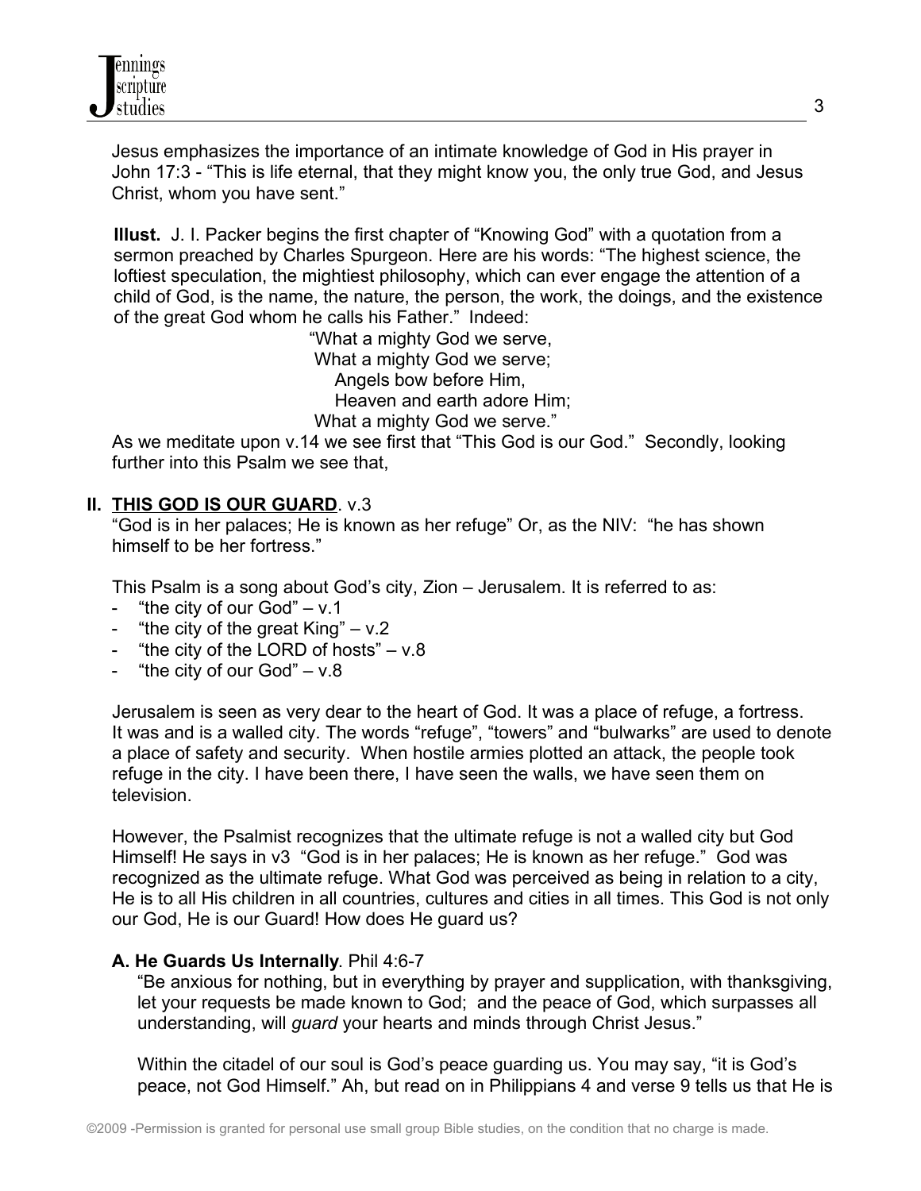Jesus emphasizes the importance of an intimate knowledge of God in His prayer in John 17:3 - "This is life eternal, that they might know you, the only true God, and Jesus Christ, whom you have sent."

**Illust.** J. I. Packer begins the first chapter of "Knowing God" with a quotation from a sermon preached by Charles Spurgeon. Here are his words: "The highest science, the loftiest speculation, the mightiest philosophy, which can ever engage the attention of a child of God, is the name, the nature, the person, the work, the doings, and the existence of the great God whom he calls his Father." Indeed:

"What a mighty God we serve,
What a mighty God we serve;
Angels bow before Him,
Heaven and earth adore Him;
What a mighty God we serve."

As we meditate upon v.14 we see first that "This God is our God." Secondly, looking further into this Psalm we see that,

## II. THIS GOD IS OUR GUARD. v.3

"God is in her palaces; He is known as her refuge" Or, as the NIV: "he has shown himself to be her fortress."

This Psalm is a song about God's city, Zion – Jerusalem. It is referred to as:

- "the city of our God" – v.1
- "the city of the great King" – v.2
- "the city of the LORD of hosts" – v.8
- "the city of our God" – v.8

Jerusalem is seen as very dear to the heart of God. It was a place of refuge, a fortress. It was and is a walled city. The words "refuge", "towers" and "bulwarks" are used to denote a place of safety and security. When hostile armies plotted an attack, the people took refuge in the city. I have been there, I have seen the walls, we have seen them on television.

However, the Psalmist recognizes that the ultimate refuge is not a walled city but God Himself! He says in v3 "God is in her palaces; He is known as her refuge." God was recognized as the ultimate refuge. What God was perceived as being in relation to a city, He is to all His children in all countries, cultures and cities in all times. This God is not only our God, He is our Guard! How does He guard us?

### A. He Guards Us Internally. Phil 4:6-7

"Be anxious for nothing, but in everything by prayer and supplication, with thanksgiving, let your requests be made known to God; and the peace of God, which surpasses all understanding, will *guard* your hearts and minds through Christ Jesus."

Within the citadel of our soul is God's peace guarding us. You may say, "it is God's peace, not God Himself." Ah, but read on in Philippians 4 and verse 9 tells us that He is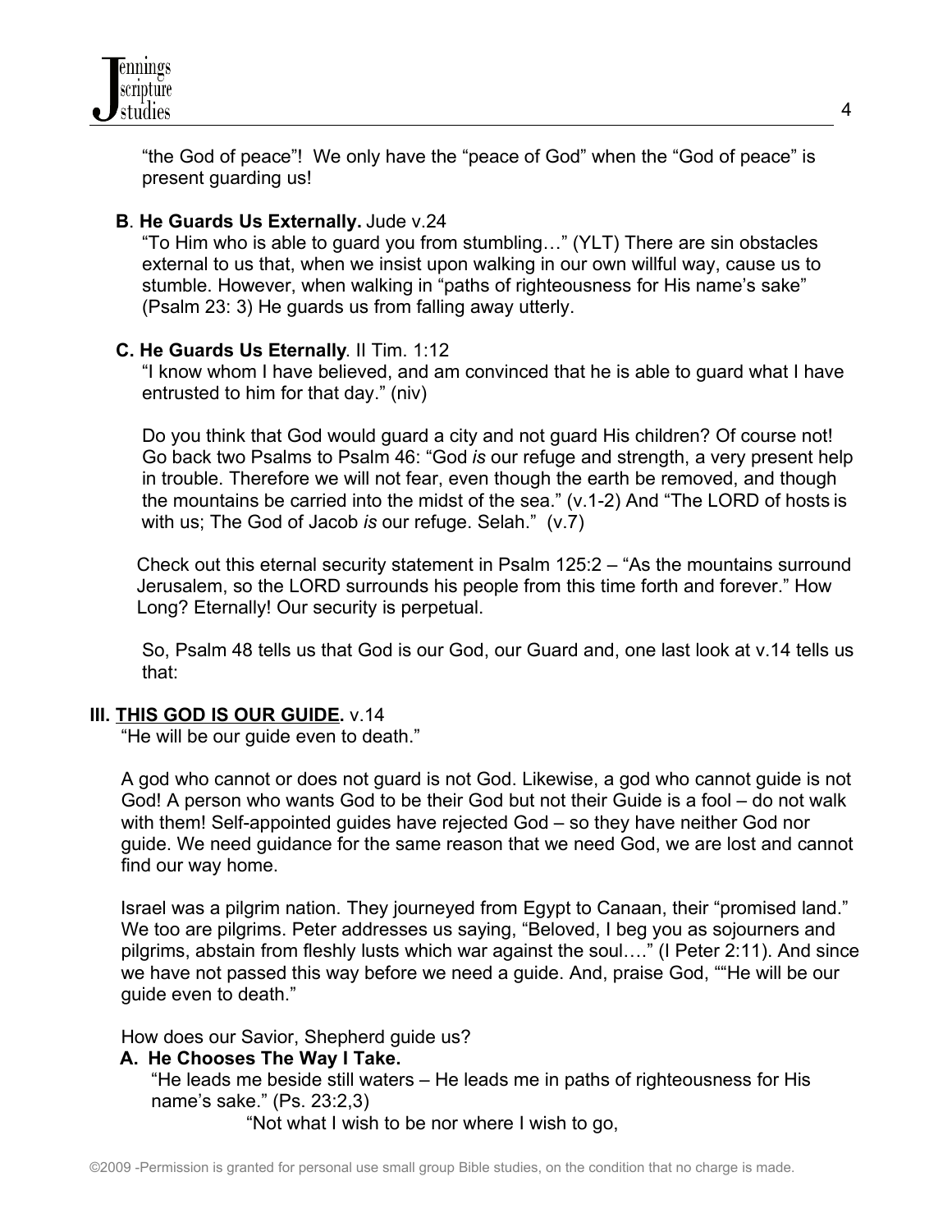"the God of peace"! We only have the "peace of God" when the "God of peace" is present guarding us!

**B**. **He Guards Us Externally.** Jude v.24

"To Him who is able to guard you from stumbling…" (YLT) There are sin obstacles external to us that, when we insist upon walking in our own willful way, cause us to stumble. However, when walking in "paths of righteousness for His name's sake" (Psalm 23: 3) He guards us from falling away utterly.

**C. He Guards Us Eternally**. II Tim. 1:12

"I know whom I have believed, and am convinced that he is able to guard what I have entrusted to him for that day." (niv)

Do you think that God would guard a city and not guard His children? Of course not! Go back two Psalms to Psalm 46: "God *is* our refuge and strength, a very present help in trouble. Therefore we will not fear, even though the earth be removed, and though the mountains be carried into the midst of the sea." (v.1-2) And "The LORD of hosts is with us; The God of Jacob *is* our refuge. Selah." (v.7)

Check out this eternal security statement in Psalm 125:2 – "As the mountains surround Jerusalem, so the LORD surrounds his people from this time forth and forever." How Long? Eternally! Our security is perpetual.

So, Psalm 48 tells us that God is our God, our Guard and, one last look at v.14 tells us that:

## III. <u>THIS GOD IS OUR GUIDE.</u> v.14

"He will be our guide even to death."

A god who cannot or does not guard is not God. Likewise, a god who cannot guide is not God! A person who wants God to be their God but not their Guide is a fool – do not walk with them! Self-appointed guides have rejected God – so they have neither God nor guide. We need guidance for the same reason that we need God, we are lost and cannot find our way home.

Israel was a pilgrim nation. They journeyed from Egypt to Canaan, their "promised land." We too are pilgrims. Peter addresses us saying, "Beloved, I beg you as sojourners and pilgrims, abstain from fleshly lusts which war against the soul…." (I Peter 2:11). And since we have not passed this way before we need a guide. And, praise God, ""He will be our guide even to death."

How does our Savior, Shepherd guide us?

**A. He Chooses The Way I Take.**

"He leads me beside still waters – He leads me in paths of righteousness for His name's sake." (Ps. 23:2,3)

"Not what I wish to be nor where I wish to go,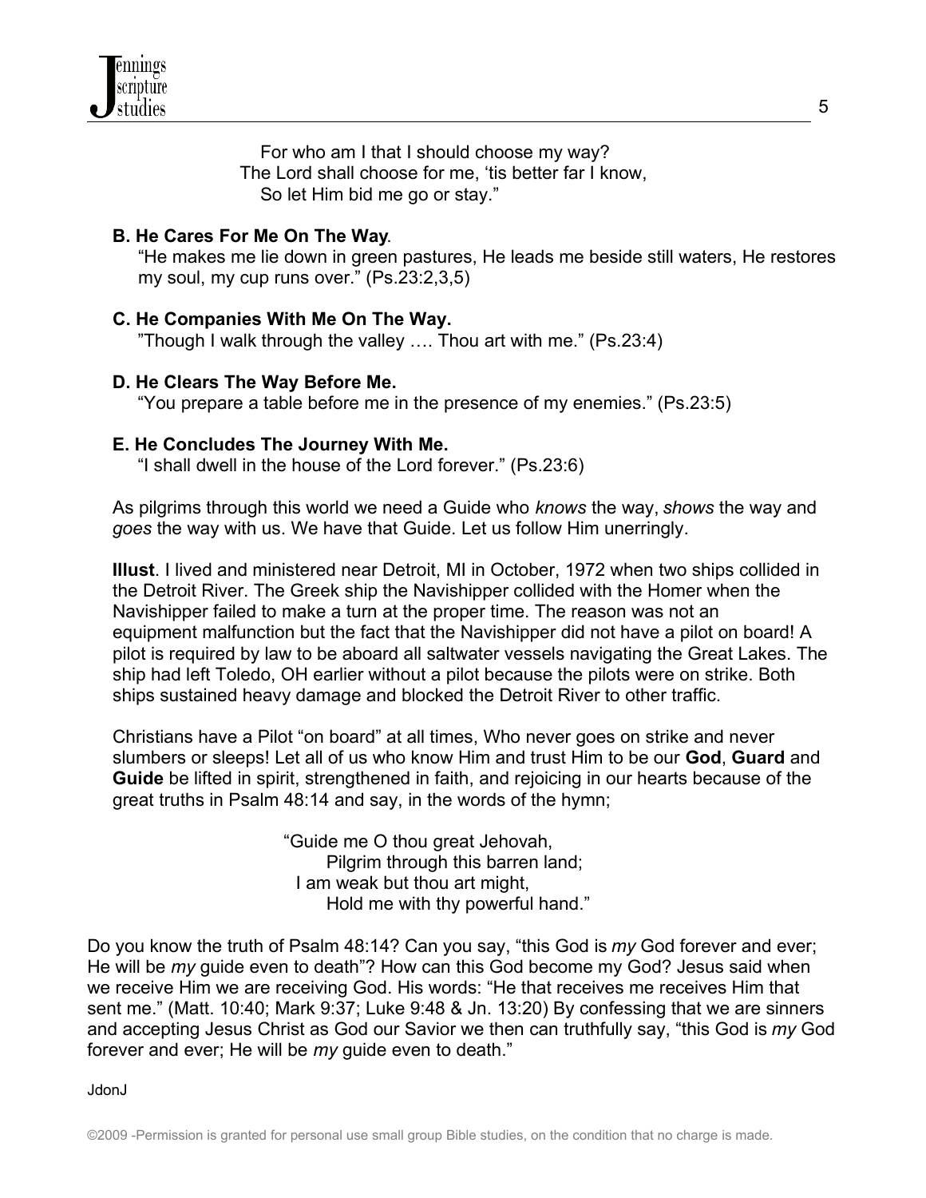For who am I that I should choose my way?
The Lord shall choose for me, 'tis better far I know,
So let Him bid me go or stay."

**B. He Cares For Me On The Way**.
"He makes me lie down in green pastures, He leads me beside still waters, He restores my soul, my cup runs over." (Ps.23:2,3,5)

**C. He Companies With Me On The Way.**
"Though I walk through the valley …. Thou art with me." (Ps.23:4)

**D. He Clears The Way Before Me.**
"You prepare a table before me in the presence of my enemies." (Ps.23:5)

**E. He Concludes The Journey With Me.**
"I shall dwell in the house of the Lord forever." (Ps.23:6)

As pilgrims through this world we need a Guide who *knows* the way, *shows* the way and *goes* the way with us. We have that Guide. Let us follow Him unerringly.

**Illust**. I lived and ministered near Detroit, MI in October, 1972 when two ships collided in the Detroit River. The Greek ship the Navishipper collided with the Homer when the Navishipper failed to make a turn at the proper time. The reason was not an equipment malfunction but the fact that the Navishipper did not have a pilot on board! A pilot is required by law to be aboard all saltwater vessels navigating the Great Lakes. The ship had left Toledo, OH earlier without a pilot because the pilots were on strike. Both ships sustained heavy damage and blocked the Detroit River to other traffic.

Christians have a Pilot "on board" at all times, Who never goes on strike and never slumbers or sleeps! Let all of us who know Him and trust Him to be our **God**, **Guard** and **Guide** be lifted in spirit, strengthened in faith, and rejoicing in our hearts because of the great truths in Psalm 48:14 and say, in the words of the hymn;

"Guide me O thou great Jehovah,
Pilgrim through this barren land;
I am weak but thou art might,
Hold me with thy powerful hand."

Do you know the truth of Psalm 48:14? Can you say, "this God is *my* God forever and ever; He will be *my* guide even to death"? How can this God become my God? Jesus said when we receive Him we are receiving God. His words: "He that receives me receives Him that sent me." (Matt. 10:40; Mark 9:37; Luke 9:48 & Jn. 13:20) By confessing that we are sinners and accepting Jesus Christ as God our Savior we then can truthfully say, "this God is *my* God forever and ever; He will be *my* guide even to death."

JdonJ

©2009 -Permission is granted for personal use small group Bible studies, on the condition that no charge is made.